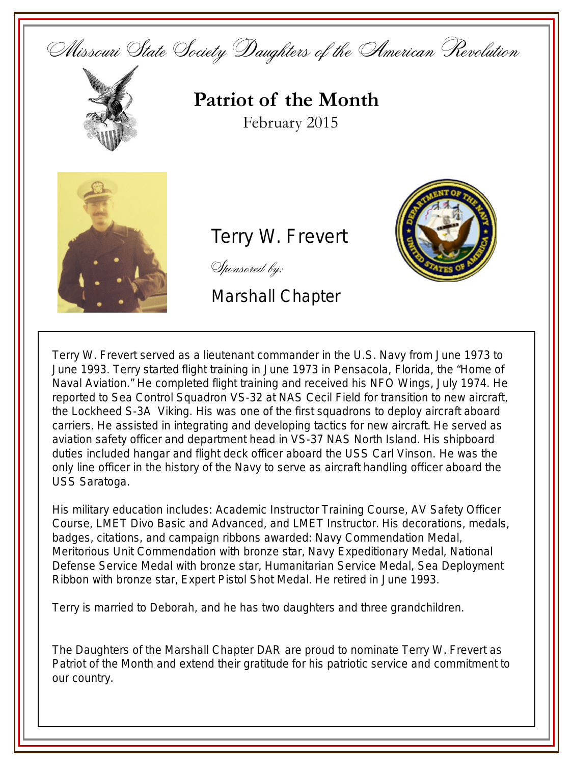Missouri State Society Daughters of the American Revolution

# Patriot of the Month

February 2015

## Terry W. Frevert

*Sponsored by:*

Marshall Chapter

Terry W. Frevert served as a lieutenant commander in the U.S. Navy from June 1973 to June 1993. Terry started flight training in June 1973 in Pensacola, Florida, the "Home of Naval Aviation." He completed flight training and received his NFO Wings, July 1974. He reported to Sea Control Squadron VS-32 at NAS Cecil Field for transition to new aircraft, the Lockheed S-3A Viking. His was one of the first squadrons to deploy aircraft aboard carriers. He assisted in integrating and developing tactics for new aircraft. He served as aviation safety officer and department head in VS-37 NAS North Island. His shipboard duties included hangar and flight deck officer aboard the USS Carl Vinson. He was the only line officer in the history of the Navy to serve as aircraft handling officer aboard the USS Saratoga.

His military education includes: Academic Instructor Training Course, AV Safety Officer Course, LMET Divo Basic and Advanced, and LMET Instructor. His decorations, medals, badges, citations, and campaign ribbons awarded: Navy Commendation Medal, Meritorious Unit Commendation with bronze star, Navy Expeditionary Medal, National Defense Service Medal with bronze star, Humanitarian Service Medal, Sea Deployment Ribbon with bronze star, Expert Pistol Shot Medal. He retired in June 1993.

Terry is married to Deborah, and he has two daughters and three grandchildren.

The Daughters of the Marshall Chapter DAR are proud to nominate Terry W. Frevert as Patriot of the Month and extend their gratitude for his patriotic service and commitment to our country.